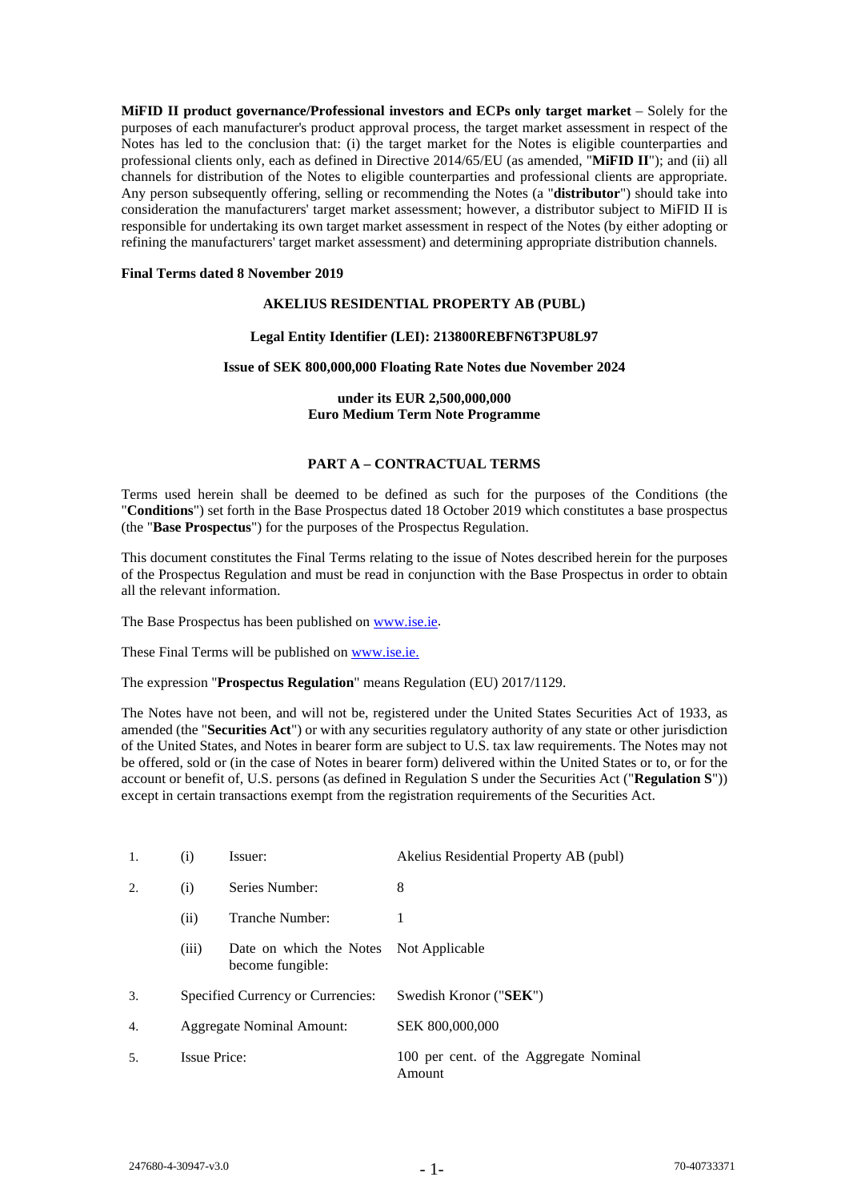**MiFID II product governance/Professional investors and ECPs only target market** – Solely for the purposes of each manufacturer's product approval process, the target market assessment in respect of the Notes has led to the conclusion that: (i) the target market for the Notes is eligible counterparties and professional clients only, each as defined in Directive 2014/65/EU (as amended, "**MiFID II**"); and (ii) all channels for distribution of the Notes to eligible counterparties and professional clients are appropriate. Any person subsequently offering, selling or recommending the Notes (a "**distributor**") should take into consideration the manufacturers' target market assessment; however, a distributor subject to MiFID II is responsible for undertaking its own target market assessment in respect of the Notes (by either adopting or refining the manufacturers' target market assessment) and determining appropriate distribution channels.

**Final Terms dated 8 November 2019**

**AKELIUS RESIDENTIAL PROPERTY AB (PUBL)**

**Legal Entity Identifier (LEI): 213800REBFN6T3PU8L97**

**Issue of SEK 800,000,000 Floating Rate Notes due November 2024**

**under its EUR 2,500,000,000**
**Euro Medium Term Note Programme**

## PART A – CONTRACTUAL TERMS

Terms used herein shall be deemed to be defined as such for the purposes of the Conditions (the "**Conditions**") set forth in the Base Prospectus dated 18 October 2019 which constitutes a base prospectus (the "**Base Prospectus**") for the purposes of the Prospectus Regulation.

This document constitutes the Final Terms relating to the issue of Notes described herein for the purposes of the Prospectus Regulation and must be read in conjunction with the Base Prospectus in order to obtain all the relevant information.

The Base Prospectus has been published on www.ise.ie.

These Final Terms will be published on www.ise.ie.

The expression "**Prospectus Regulation**" means Regulation (EU) 2017/1129.

The Notes have not been, and will not be, registered under the United States Securities Act of 1933, as amended (the "**Securities Act**") or with any securities regulatory authority of any state or other jurisdiction of the United States, and Notes in bearer form are subject to U.S. tax law requirements. The Notes may not be offered, sold or (in the case of Notes in bearer form) delivered within the United States or to, or for the account or benefit of, U.S. persons (as defined in Regulation S under the Securities Act ("**Regulation S**")) except in certain transactions exempt from the registration requirements of the Securities Act.

| | | | |
|---|---|---|---|
| 1. | (i) | Issuer: | Akelius Residential Property AB (publ) |
| 2. | (i) | Series Number: | 8 |
| | (ii) | Tranche Number: | 1 |
| | (iii) | Date on which the Notes become fungible: | Not Applicable |
| 3. | | Specified Currency or Currencies: | Swedish Kronor ("**SEK**") |
| 4. | | Aggregate Nominal Amount: | SEK 800,000,000 |
| 5. | | Issue Price: | 100 per cent. of the Aggregate Nominal Amount |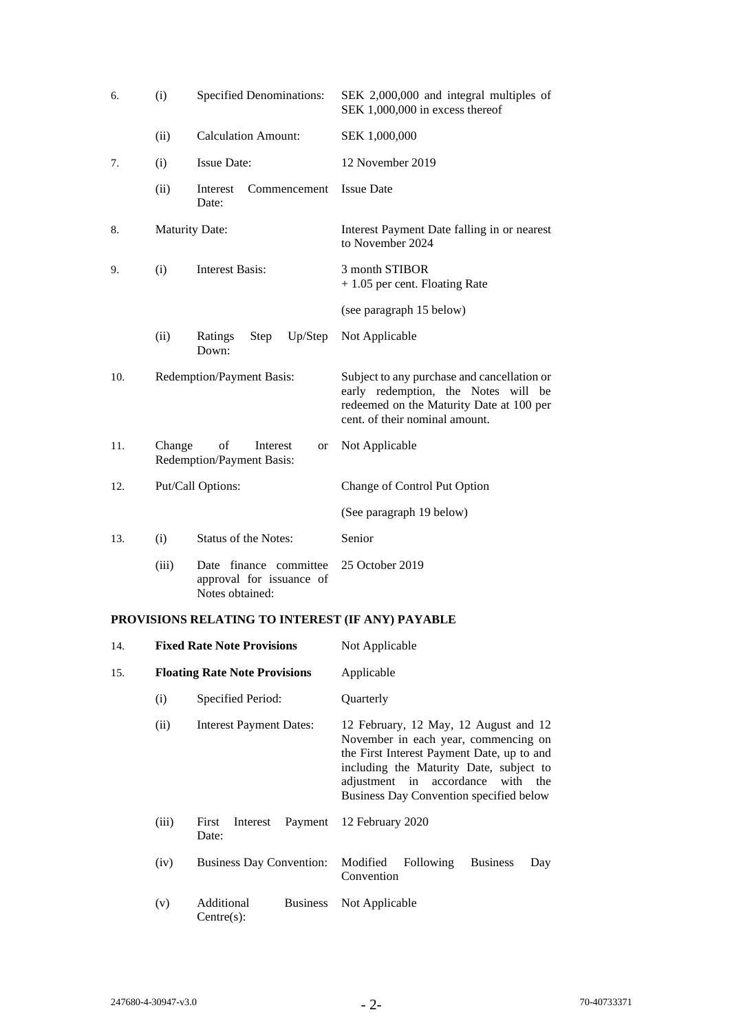| | | | |
|---|---|---|---|
| 6. | (i) | Specified Denominations: | SEK 2,000,000 and integral multiples of SEK 1,000,000 in excess thereof |
| | (ii) | Calculation Amount: | SEK 1,000,000 |
| 7. | (i) | Issue Date: | 12 November 2019 |
| | (ii) | Interest Commencement Date: | Issue Date |
| 8. | Maturity Date: | | Interest Payment Date falling in or nearest to November 2024 |
| 9. | (i) | Interest Basis: | 3 month STIBOR<br>+ 1.05 per cent. Floating Rate<br><br>(see paragraph 15 below) |
| | (ii) | Ratings Step Up/Step Down: | Not Applicable |
| 10. | Redemption/Payment Basis: | | Subject to any purchase and cancellation or early redemption, the Notes will be redeemed on the Maturity Date at 100 per cent. of their nominal amount. |
| 11. | Change of Interest or Redemption/Payment Basis: | | Not Applicable |
| 12. | Put/Call Options: | | Change of Control Put Option<br><br>(See paragraph 19 below) |
| 13. | (i) | Status of the Notes: | Senior |
| | (iii) | Date finance committee approval for issuance of Notes obtained: | 25 October 2019 |

**PROVISIONS RELATING TO INTEREST (IF ANY) PAYABLE**

| | | | |
|---|---|---|---|
| 14. | **Fixed Rate Note Provisions** | | Not Applicable |
| 15. | **Floating Rate Note Provisions** | | Applicable |
| | (i) | Specified Period: | Quarterly |
| | (ii) | Interest Payment Dates: | 12 February, 12 May, 12 August and 12 November in each year, commencing on the First Interest Payment Date, up to and including the Maturity Date, subject to adjustment in accordance with the Business Day Convention specified below |
| | (iii) | First Interest Payment Date: | 12 February 2020 |
| | (iv) | Business Day Convention: | Modified Following Business Day Convention |
| | (v) | Additional Business Centre(s): | Not Applicable |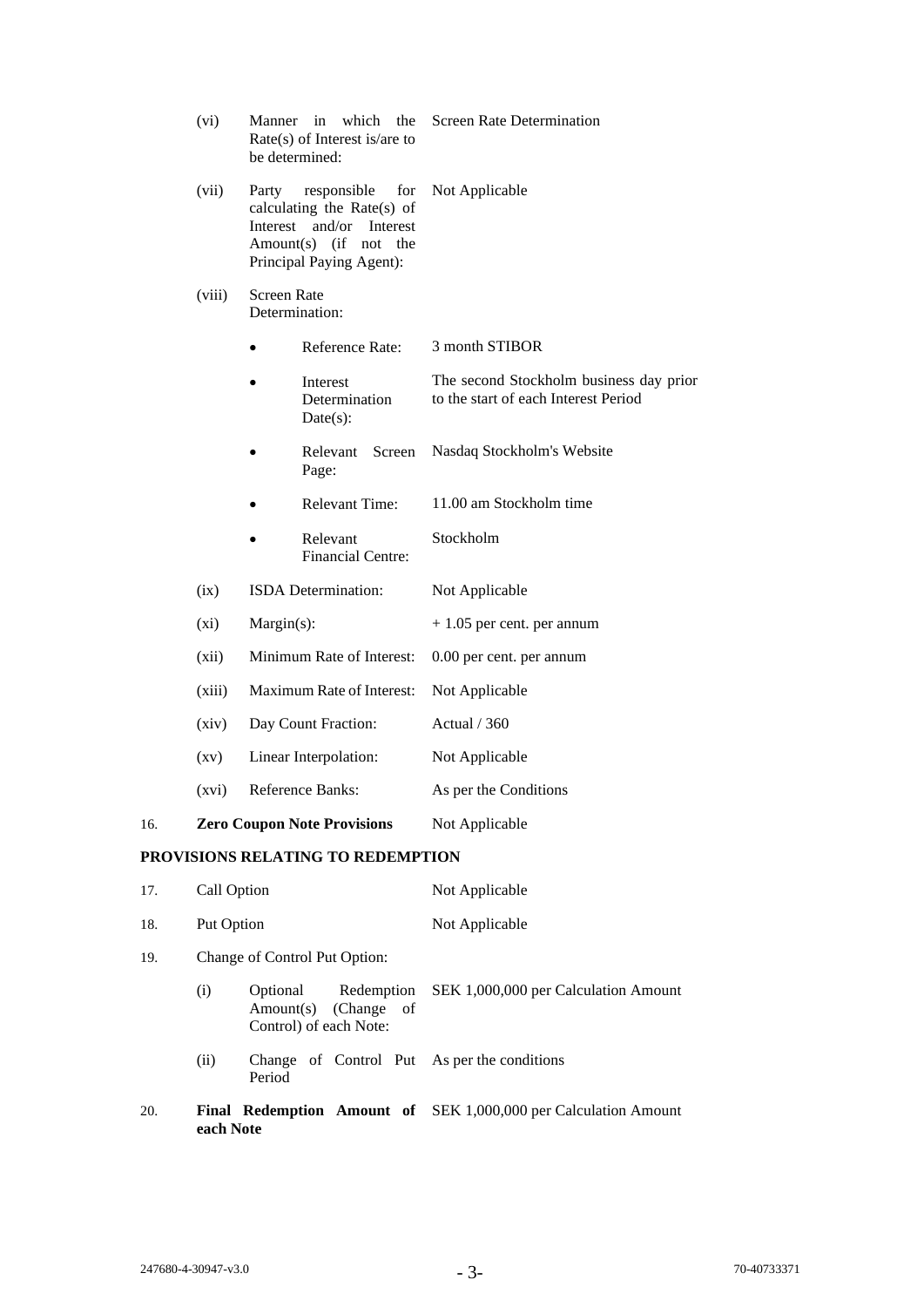| | | |
|---|---|---|
| (vi) | Manner in which the Rate(s) of Interest is/are to be determined: | Screen Rate Determination |
| (vii) | Party responsible for calculating the Rate(s) of Interest and/or Interest Amount(s) (if not the Principal Paying Agent): | Not Applicable |
| (viii) | Screen Rate Determination: | |
| | • Reference Rate: | 3 month STIBOR |
| | • Interest Determination Date(s): | The second Stockholm business day prior to the start of each Interest Period |
| | • Relevant Screen Page: | Nasdaq Stockholm's Website |
| | • Relevant Time: | 11.00 am Stockholm time |
| | • Relevant Financial Centre: | Stockholm |
| (ix) | ISDA Determination: | Not Applicable |
| (xi) | Margin(s): | + 1.05 per cent. per annum |
| (xii) | Minimum Rate of Interest: | 0.00 per cent. per annum |
| (xiii) | Maximum Rate of Interest: | Not Applicable |
| (xiv) | Day Count Fraction: | Actual / 360 |
| (xv) | Linear Interpolation: | Not Applicable |
| (xvi) | Reference Banks: | As per the Conditions |

16. **Zero Coupon Note Provisions** Not Applicable

**PROVISIONS RELATING TO REDEMPTION**

| | | |
|---|---|---|
| 17. | Call Option | Not Applicable |
| 18. | Put Option | Not Applicable |
| 19. | Change of Control Put Option: | |
| | (i) Optional Redemption Amount(s) (Change of Control) of each Note: | SEK 1,000,000 per Calculation Amount |
| | (ii) Change of Control Put Period | As per the conditions |
| 20. | **Final Redemption Amount of each Note** | SEK 1,000,000 per Calculation Amount |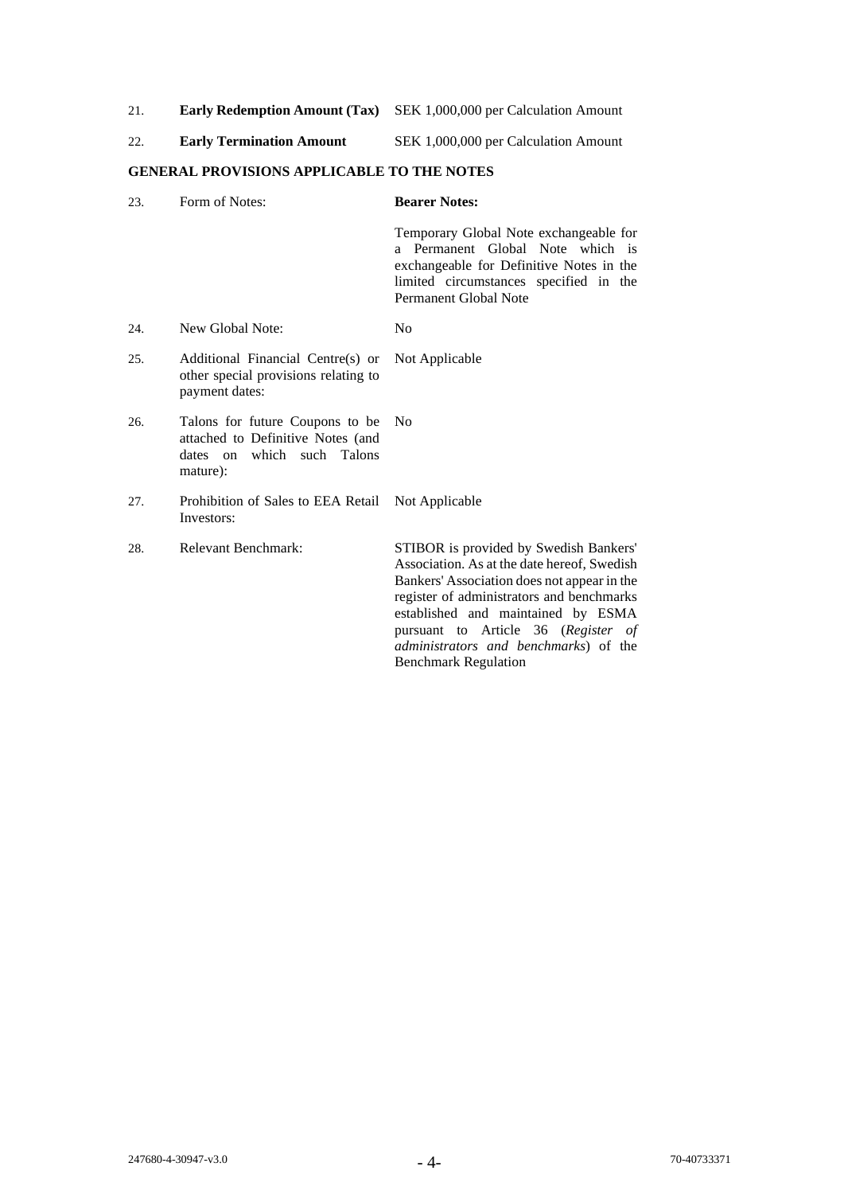| | | |
|---|---|---|
| 21. | **Early Redemption Amount (Tax)** | SEK 1,000,000 per Calculation Amount |
| 22. | **Early Termination Amount** | SEK 1,000,000 per Calculation Amount |

**GENERAL PROVISIONS APPLICABLE TO THE NOTES**

| | | |
|---|---|---|
| 23. | Form of Notes: | **Bearer Notes:**<br><br>Temporary Global Note exchangeable for a Permanent Global Note which is exchangeable for Definitive Notes in the limited circumstances specified in the Permanent Global Note |
| 24. | New Global Note: | No |
| 25. | Additional Financial Centre(s) or other special provisions relating to payment dates: | Not Applicable |
| 26. | Talons for future Coupons to be attached to Definitive Notes (and dates on which such Talons mature): | No |
| 27. | Prohibition of Sales to EEA Retail Investors: | Not Applicable |
| 28. | Relevant Benchmark: | STIBOR is provided by Swedish Bankers' Association. As at the date hereof, Swedish Bankers' Association does not appear in the register of administrators and benchmarks established and maintained by ESMA pursuant to Article 36 (*Register of administrators and benchmarks*) of the Benchmark Regulation |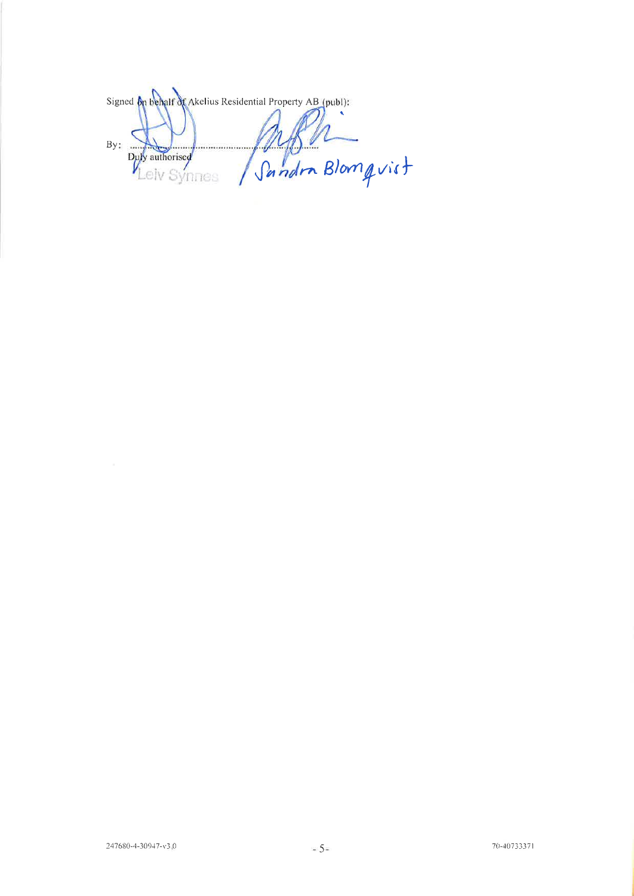Signed on behalf of Akelius Residential Property AB (publ):

By: ..................................................................

Duly authorised

Leiv Synnes

Sandra Blomqvist

247680-4-30947-v3.0

70-40733371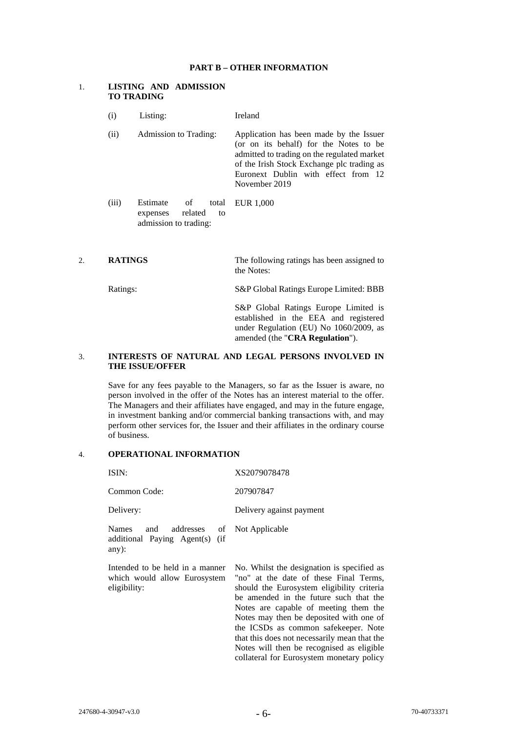## PART B – OTHER INFORMATION

### 1. LISTING AND ADMISSION TO TRADING

| | | |
|---|---|---|
| (i) | Listing: | Ireland |
| (ii) | Admission to Trading: | Application has been made by the Issuer (or on its behalf) for the Notes to be admitted to trading on the regulated market of the Irish Stock Exchange plc trading as Euronext Dublin with effect from 12 November 2019 |
| (iii) | Estimate of total expenses related to admission to trading: | EUR 1,000 |

### 2. RATINGS

The following ratings has been assigned to the Notes:

| | |
|---|---|
| Ratings: | S&P Global Ratings Europe Limited: BBB |
| | S&P Global Ratings Europe Limited is established in the EEA and registered under Regulation (EU) No 1060/2009, as amended (the "**CRA Regulation**"). |

### 3. INTERESTS OF NATURAL AND LEGAL PERSONS INVOLVED IN THE ISSUE/OFFER

Save for any fees payable to the Managers, so far as the Issuer is aware, no person involved in the offer of the Notes has an interest material to the offer. The Managers and their affiliates have engaged, and may in the future engage, in investment banking and/or commercial banking transactions with, and may perform other services for, the Issuer and their affiliates in the ordinary course of business.

### 4. OPERATIONAL INFORMATION

| | |
|---|---|
| ISIN: | XS2079078478 |
| Common Code: | 207907847 |
| Delivery: | Delivery against payment |
| Names and addresses of additional Paying Agent(s) (if any): | Not Applicable |
| Intended to be held in a manner which would allow Eurosystem eligibility: | No. Whilst the designation is specified as "no" at the date of these Final Terms, should the Eurosystem eligibility criteria be amended in the future such that the Notes are capable of meeting them the Notes may then be deposited with one of the ICSDs as common safekeeper. Note that this does not necessarily mean that the Notes will then be recognised as eligible collateral for Eurosystem monetary policy |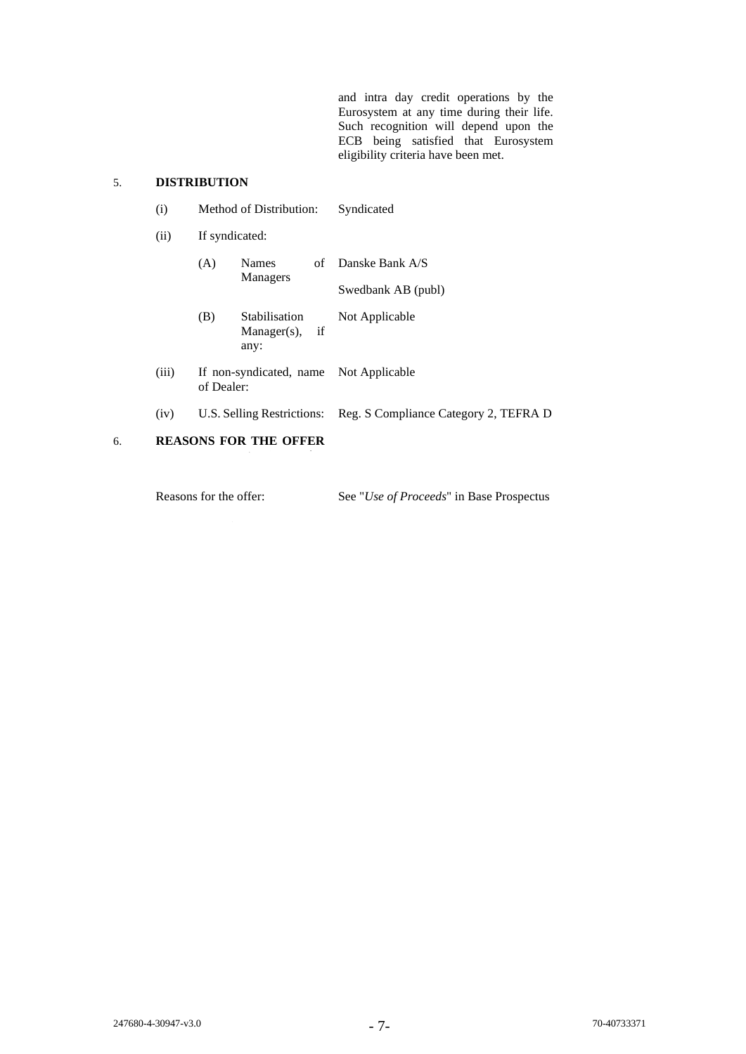and intra day credit operations by the Eurosystem at any time during their life. Such recognition will depend upon the ECB being satisfied that Eurosystem eligibility criteria have been met.

## 5. DISTRIBUTION

| | | |
|---|---|---|
| (i) | Method of Distribution: | Syndicated |
| (ii) | If syndicated: | |
| | (A) Names of Managers | Danske Bank A/S<br>Swedbank AB (publ) |
| | (B) Stabilisation Manager(s), if any: | Not Applicable |
| (iii) | If non-syndicated, name of Dealer: | Not Applicable |
| (iv) | U.S. Selling Restrictions: | Reg. S Compliance Category 2, TEFRA D |

## 6. REASONS FOR THE OFFER

| | |
|---|---|
| Reasons for the offer: | See "*Use of Proceeds*" in Base Prospectus |